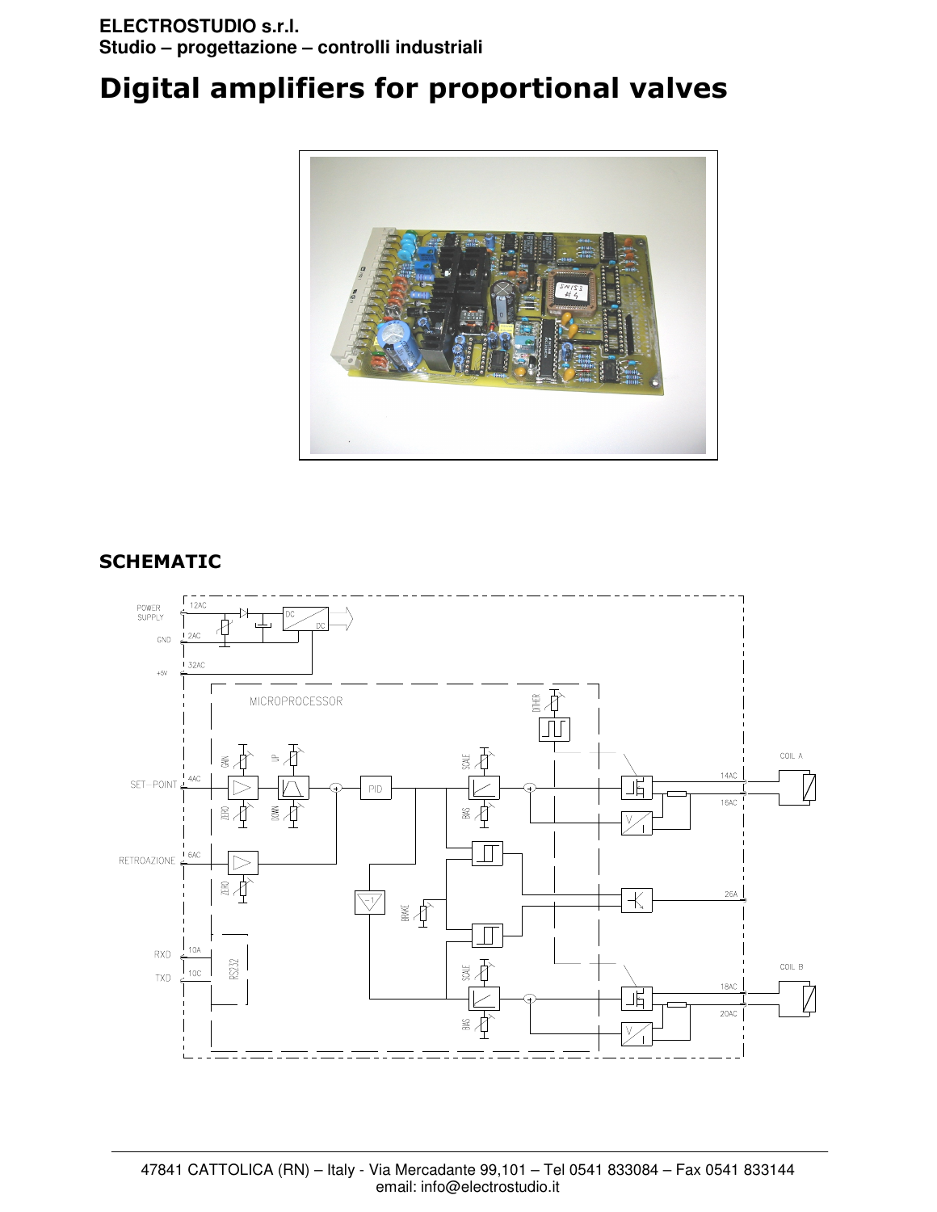**ELECTROSTUDIO s.r.l.**
**Studio – progettazione – controlli industriali**

# Digital amplifiers for proportional valves

## SCHEMATIC

47841 CATTOLICA (RN) – Italy - Via Mercadante 99,101 – Tel 0541 833084 – Fax 0541 833144
email: info@electrostudio.it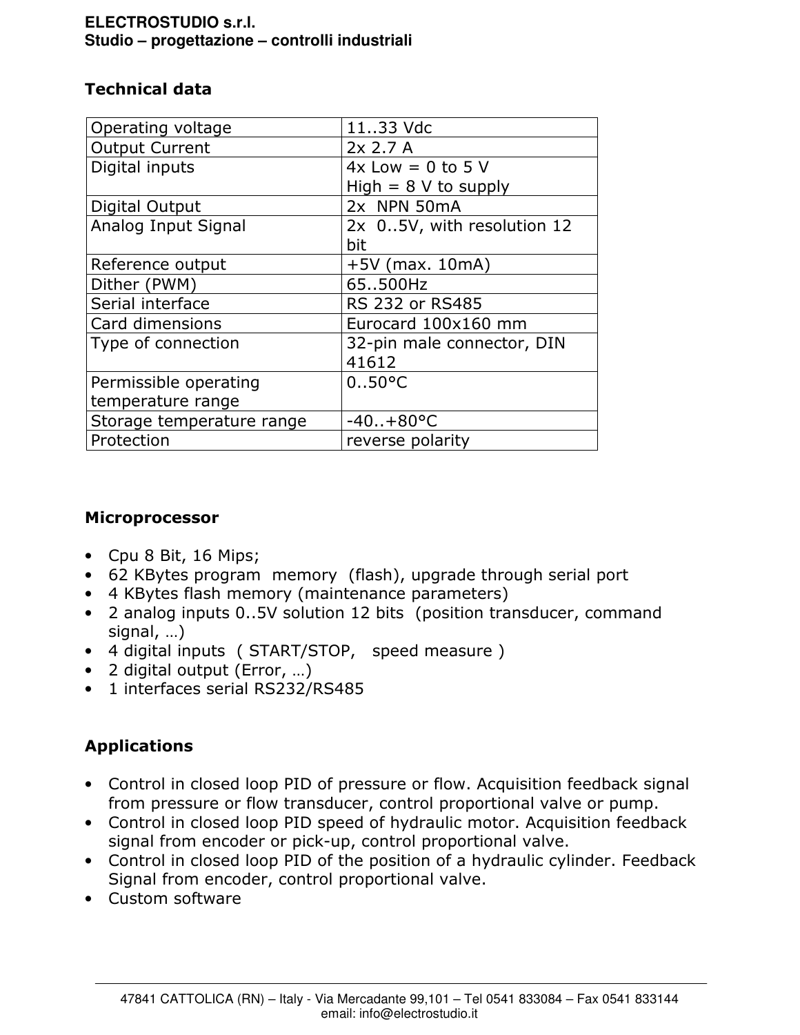## Technical data

| Operating voltage | 11..33 Vdc |
|---|---|
| Output Current | 2x 2.7 A |
| Digital inputs | 4x Low = 0 to 5 V<br>High = 8 V to supply |
| Digital Output | 2x NPN 50mA |
| Analog Input Signal | 2x 0..5V, with resolution 12 bit |
| Reference output | +5V (max. 10mA) |
| Dither (PWM) | 65..500Hz |
| Serial interface | RS 232 or RS485 |
| Card dimensions | Eurocard 100x160 mm |
| Type of connection | 32-pin male connector, DIN 41612 |
| Permissible operating temperature range | 0..50°C |
| Storage temperature range | -40..+80°C |
| Protection | reverse polarity |

## Microprocessor

- Cpu 8 Bit, 16 Mips;
- 62 KBytes program memory (flash), upgrade through serial port
- 4 KBytes flash memory (maintenance parameters)
- 2 analog inputs 0..5V solution 12 bits (position transducer, command signal, …)
- 4 digital inputs ( START/STOP, speed measure )
- 2 digital output (Error, …)
- 1 interfaces serial RS232/RS485

## Applications

- Control in closed loop PID of pressure or flow. Acquisition feedback signal from pressure or flow transducer, control proportional valve or pump.
- Control in closed loop PID speed of hydraulic motor. Acquisition feedback signal from encoder or pick-up, control proportional valve.
- Control in closed loop PID of the position of a hydraulic cylinder. Feedback Signal from encoder, control proportional valve.
- Custom software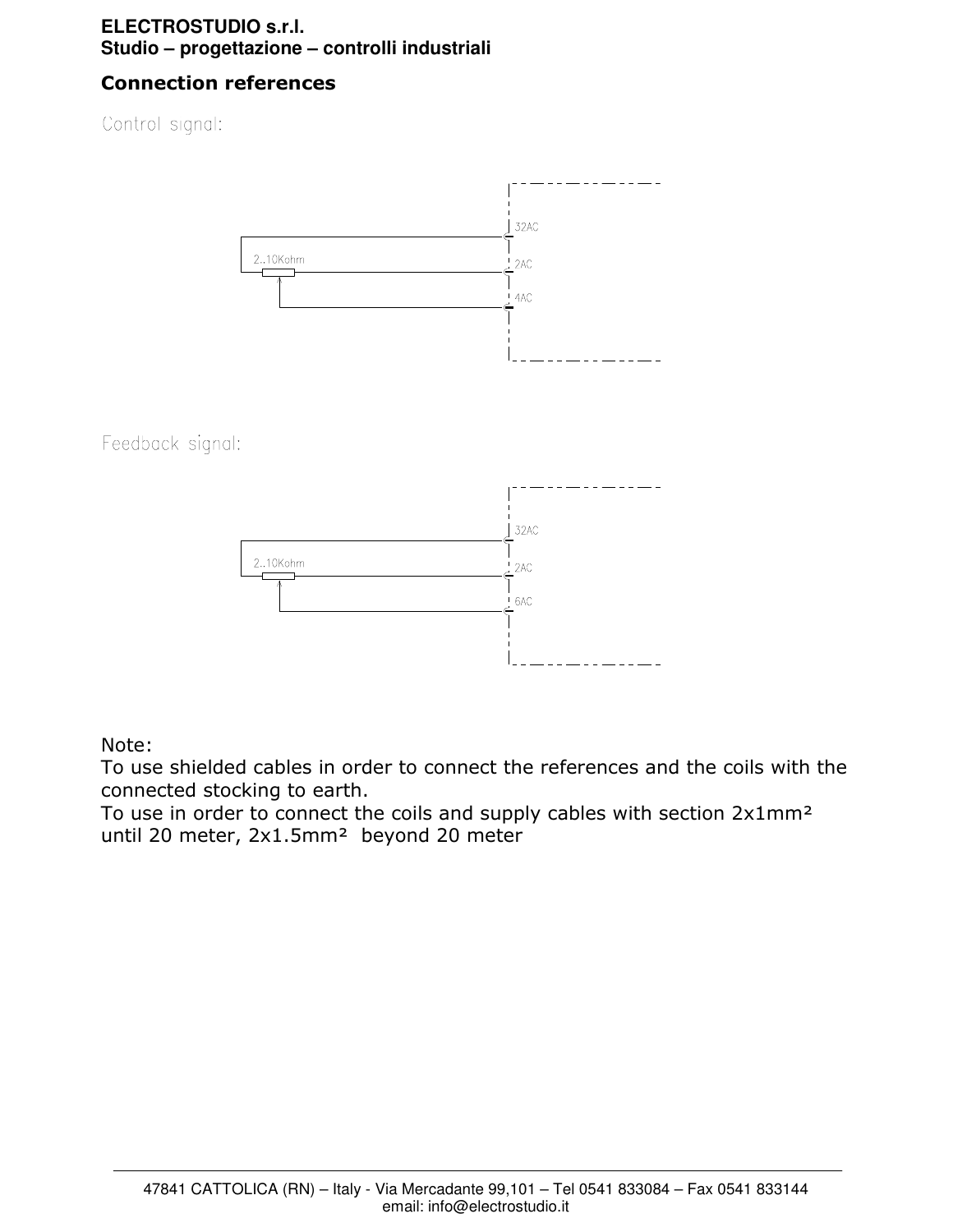## Connection references

Control signal:

2..10Kohm

32AC

2AC

4AC

Feedback signal:

2..10Kohm

32AC

2AC

6AC

Note:
To use shielded cables in order to connect the references and the coils with the connected stocking to earth.
To use in order to connect the coils and supply cables with section 2x1mm² until 20 meter, 2x1.5mm² beyond 20 meter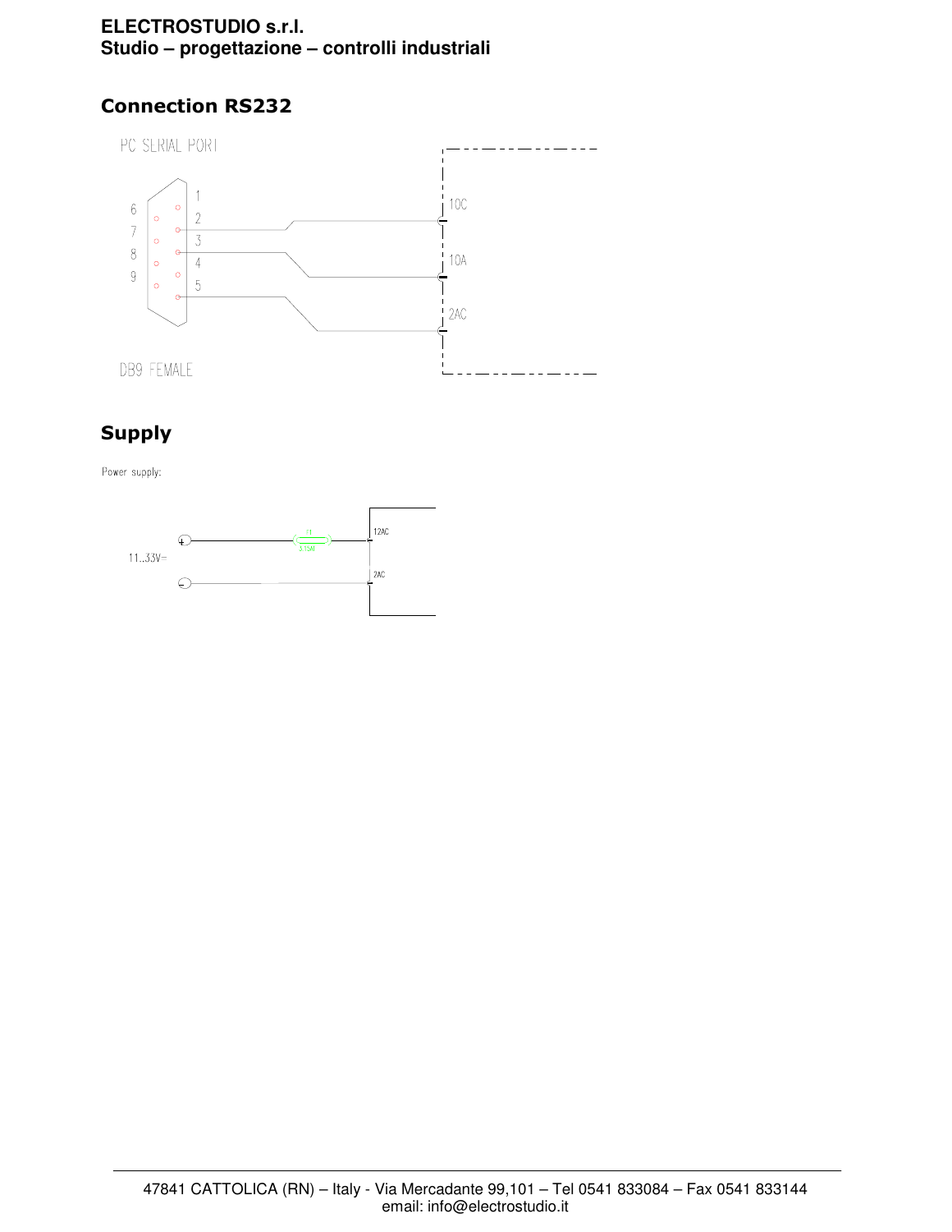## Connection RS232

PC SERIAL PORT

DB9 FEMALE

10C

10A

2AC

## Supply

Power supply:

11..33V=

12AC

2AC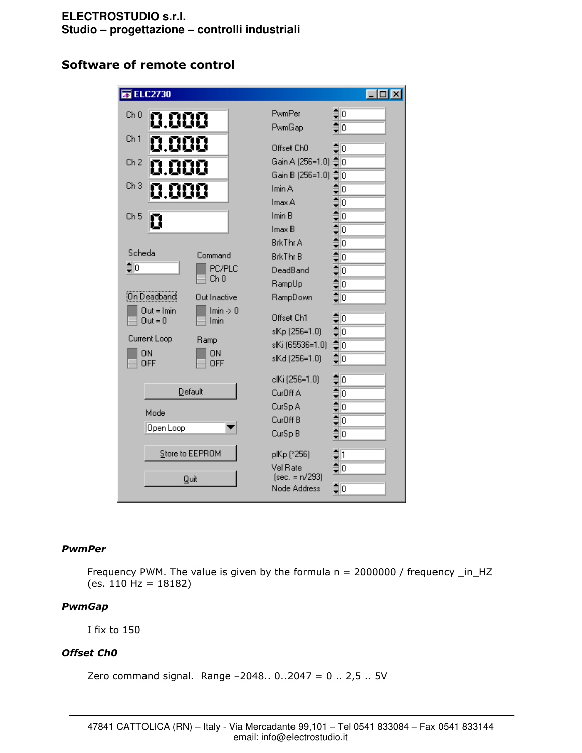## Software of remote control

| ELC2730 | | | |
|---|---|---|---|
| Ch 0 | 0.000 | PwmPer | 0 |
| Ch 1 | 0.000 | PwmGap | 0 |
| Ch 2 | 0.000 | Offset Ch0 | 0 |
| Ch 3 | 0.000 | Gain A (256=1.0) | 0 |
| Ch 5 | 0 | Gain B (256=1.0) | 0 |
| | | Imin A | 0 |
| | | Imax A | 0 |
| | | Imin B | 0 |
| | | Imax B | 0 |
| | | BrkThr A | 0 |
| | | BrkThr B | 0 |
| | | DeadBand | 0 |
| | | RampUp | 0 |
| | | RampDown | 0 |
| | | Offset Ch1 | 0 |
| | | slKp (256=1.0) | 0 |
| | | slKi (65536=1.0) | 0 |
| | | slKd (256=1.0) | 0 |
| | | clKi (256=1.0) | 0 |
| | | CurOff A | 0 |
| | | CurSp A | 0 |
| | | CurOff B | 0 |
| | | CurSp B | 0 |
| | | plKp (*256) | 1 |
| | | Vel Rate (sec. = n/293) | 0 |
| | | Node Address | 0 |

Scheda: 0

Command: PC/PLC / Ch 0

On Deadband: Out = Imin / Out = 0

Out Inactive: Imin -> 0 / Imin

Current Loop: ON / OFF

Ramp: ON / OFF

Default

Mode: Open Loop

Store to EEPROM

Quit

***PwmPer***

Frequency PWM. The value is given by the formula n = 2000000 / frequency _in_HZ (es. 110 Hz = 18182)

***PwmGap***

I fix to 150

***Offset Ch0***

Zero command signal. Range –2048.. 0..2047 = 0 .. 2,5 .. 5V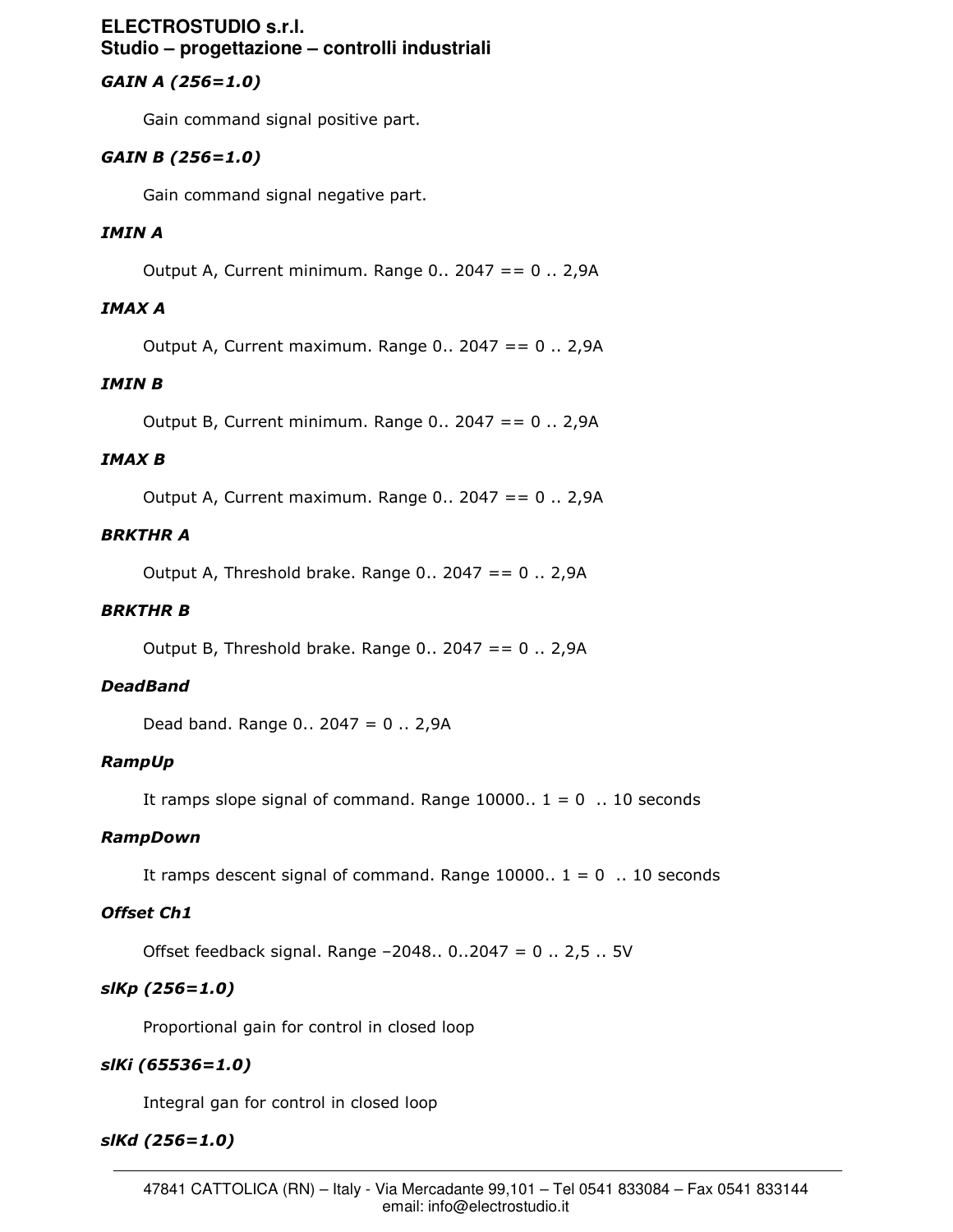***GAIN A (256=1.0)***

Gain command signal positive part.

***GAIN B (256=1.0)***

Gain command signal negative part.

***IMIN A***

Output A, Current minimum. Range 0.. 2047 == 0 .. 2,9A

***IMAX A***

Output A, Current maximum. Range 0.. 2047 == 0 .. 2,9A

***IMIN B***

Output B, Current minimum. Range 0.. 2047 == 0 .. 2,9A

***IMAX B***

Output A, Current maximum. Range 0.. 2047 == 0 .. 2,9A

***BRKTHR A***

Output A, Threshold brake. Range 0.. 2047 == 0 .. 2,9A

***BRKTHR B***

Output B, Threshold brake. Range 0.. 2047 == 0 .. 2,9A

***DeadBand***

Dead band. Range 0.. 2047 = 0 .. 2,9A

***RampUp***

It ramps slope signal of command. Range 10000.. 1 = 0 .. 10 seconds

***RampDown***

It ramps descent signal of command. Range 10000.. 1 = 0 .. 10 seconds

***Offset Ch1***

Offset feedback signal. Range –2048.. 0..2047 = 0 .. 2,5 .. 5V

***slKp (256=1.0)***

Proportional gain for control in closed loop

***slKi (65536=1.0)***

Integral gan for control in closed loop

***slKd (256=1.0)***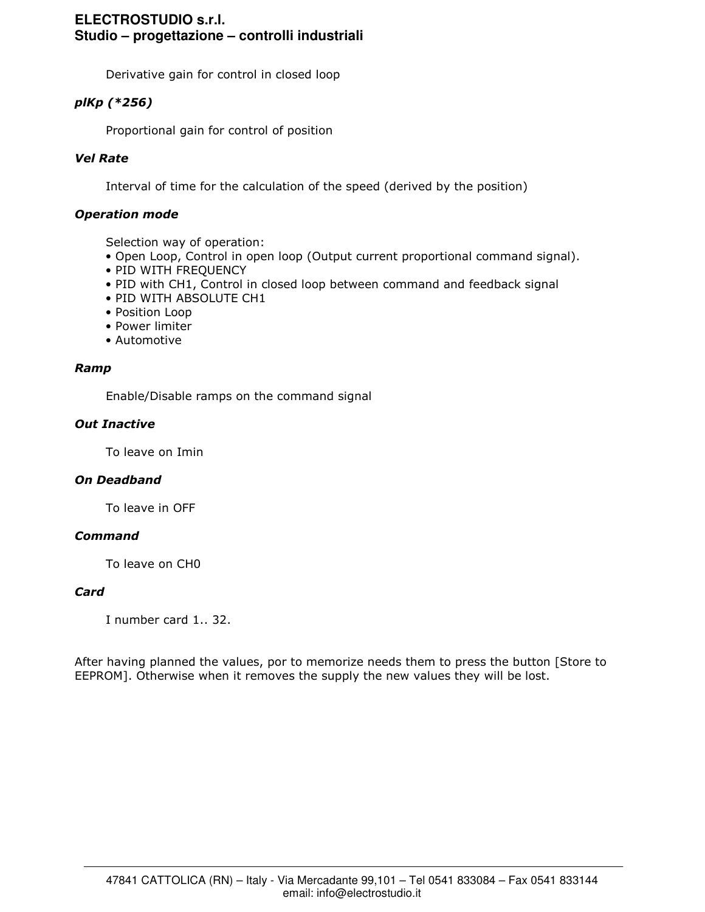Derivative gain for control in closed loop

***plKp (*256)***

Proportional gain for control of position

***Vel Rate***

Interval of time for the calculation of the speed (derived by the position)

***Operation mode***

Selection way of operation:

- Open Loop, Control in open loop (Output current proportional command signal).
- PID WITH FREQUENCY
- PID with CH1, Control in closed loop between command and feedback signal
- PID WITH ABSOLUTE CH1
- Position Loop
- Power limiter
- Automotive

***Ramp***

Enable/Disable ramps on the command signal

***Out Inactive***

To leave on Imin

***On Deadband***

To leave in OFF

***Command***

To leave on CH0

***Card***

I number card 1.. 32.

After having planned the values, por to memorize needs them to press the button [Store to EEPROM]. Otherwise when it removes the supply the new values they will be lost.